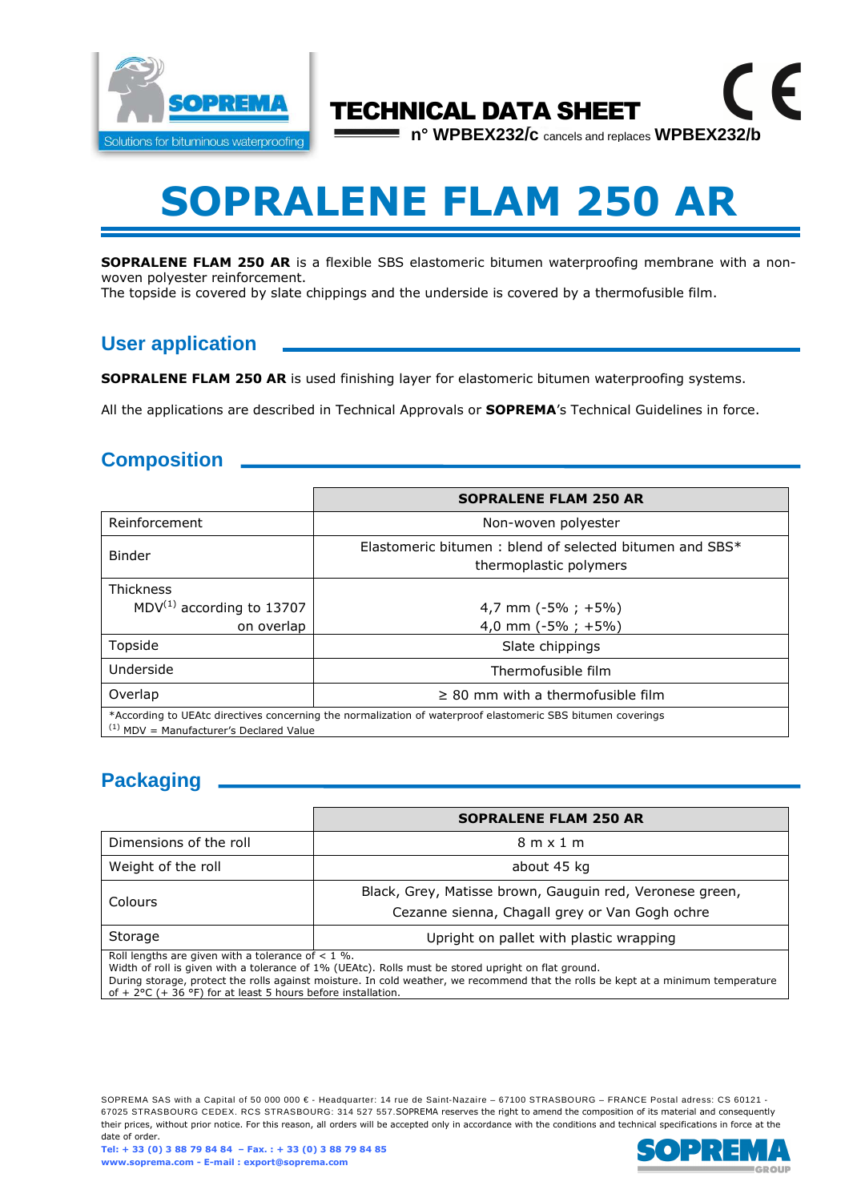TECHNICAL DATA SHEET

n° WPBEX232/c cancels and replaces WPBEX232/b

# SOPRALENE FLAM 250 AR

**SOPRALENE FLAM 250 AR** is a flexible SBS elastomeric bitumen waterproofing membrane with a non-woven polyester reinforcement.
The topside is covered by slate chippings and the underside is covered by a thermofusible film.

## User application

**SOPRALENE FLAM 250 AR** is used finishing layer for elastomeric bitumen waterproofing systems.

All the applications are described in Technical Approvals or **SOPREMA**'s Technical Guidelines in force.

## Composition

| | **SOPRALENE FLAM 250 AR** |
|---|---|
| Reinforcement | Non-woven polyester |
| Binder | Elastomeric bitumen : blend of selected bitumen and SBS* thermoplastic polymers |
| Thickness<br>MDV[1] according to 13707<br>on overlap | <br>4,7 mm (-5% ; +5%)<br>4,0 mm (-5% ; +5%) |
| Topside | Slate chippings |
| Underside | Thermofusible film |
| Overlap | ≥ 80 mm with a thermofusible film |

*According to UEAtc directives concerning the normalization of waterproof elastomeric SBS bitumen coverings
[1] MDV = Manufacturer's Declared Value

## Packaging

| | **SOPRALENE FLAM 250 AR** |
|---|---|
| Dimensions of the roll | 8 m x 1 m |
| Weight of the roll | about 45 kg |
| Colours | Black, Grey, Matisse brown, Gauguin red, Veronese green, Cezanne sienna, Chagall grey or Van Gogh ochre |
| Storage | Upright on pallet with plastic wrapping |

Roll lengths are given with a tolerance of < 1 %.
Width of roll is given with a tolerance of 1% (UEAtc). Rolls must be stored upright on flat ground.
During storage, protect the rolls against moisture. In cold weather, we recommend that the rolls be kept at a minimum temperature of + 2°C (+ 36 °F) for at least 5 hours before installation.

SOPREMA SAS with a Capital of 50 000 000 € - Headquarter: 14 rue de Saint-Nazaire – 67100 STRASBOURG – FRANCE Postal adress: CS 60121 - 67025 STRASBOURG CEDEX. RCS STRASBOURG: 314 527 557.SOPREMA reserves the right to amend the composition of its material and consequently their prices, without prior notice. For this reason, all orders will be accepted only in accordance with the conditions and technical specifications in force at the date of order.
**Tel: + 33 (0) 3 88 79 84 84 – Fax. : + 33 (0) 3 88 79 84 85**
**www.soprema.com - E-mail : export@soprema.com**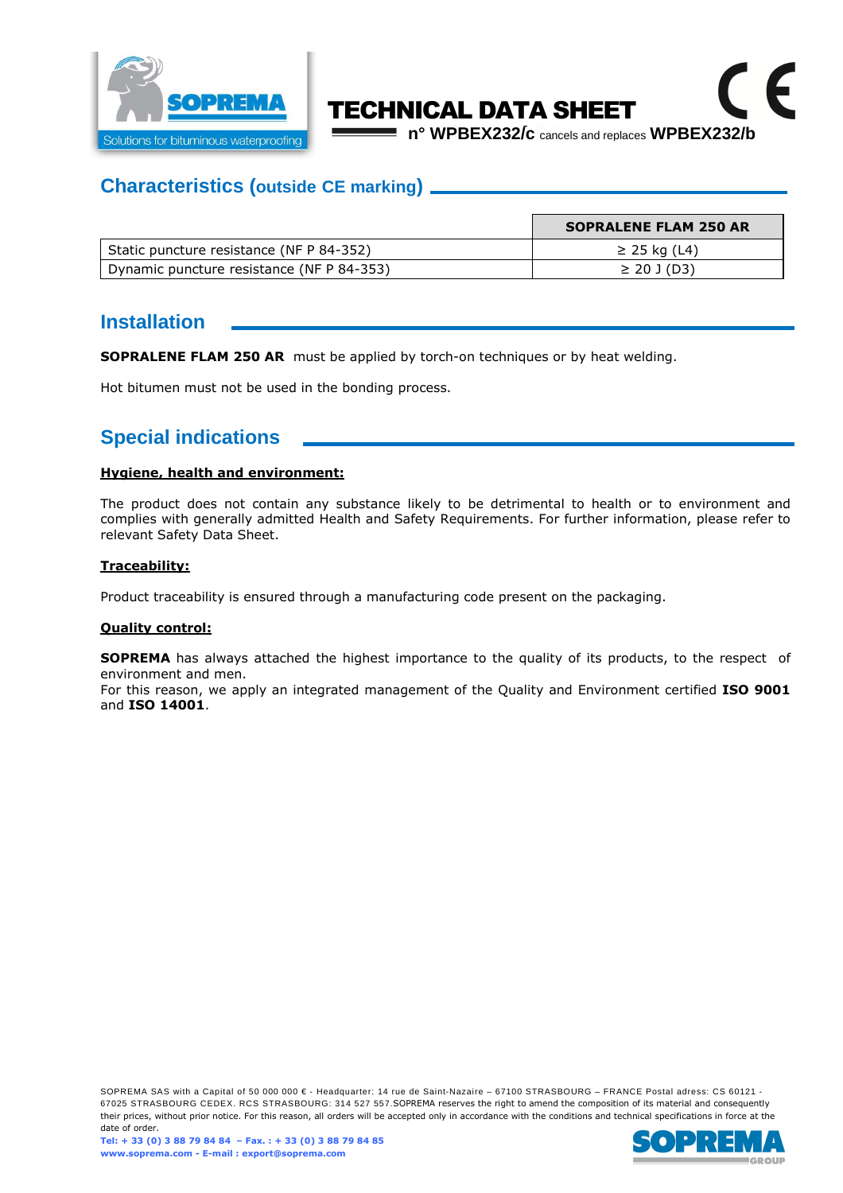## Characteristics (outside CE marking)

| | SOPRALENE FLAM 250 AR |
|---|---|
| Static puncture resistance (NF P 84-352) | ≥ 25 kg (L4) |
| Dynamic puncture resistance (NF P 84-353) | ≥ 20 J (D3) |

## Installation

**SOPRALENE FLAM 250 AR** must be applied by torch-on techniques or by heat welding.

Hot bitumen must not be used in the bonding process.

## Special indications

**Hygiene, health and environment:**

The product does not contain any substance likely to be detrimental to health or to environment and complies with generally admitted Health and Safety Requirements. For further information, please refer to relevant Safety Data Sheet.

**Traceability:**

Product traceability is ensured through a manufacturing code present on the packaging.

**Quality control:**

**SOPREMA** has always attached the highest importance to the quality of its products, to the respect of environment and men.
For this reason, we apply an integrated management of the Quality and Environment certified **ISO 9001** and **ISO 14001**.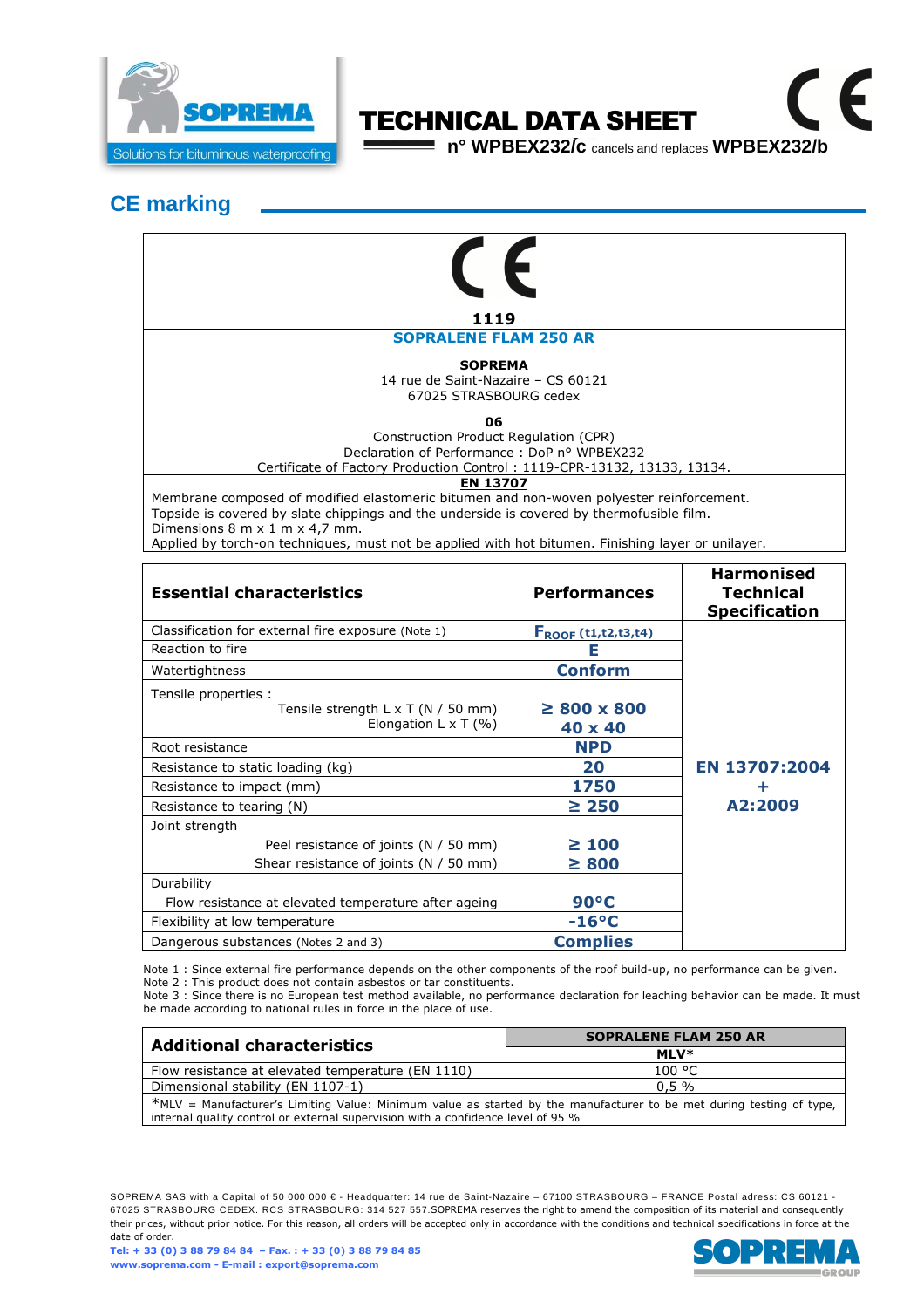# TECHNICAL DATA SHEET

**n° WPBEX232/c** cancels and replaces **WPBEX232/b**

## CE marking

CE

**1119**

**SOPRALENE FLAM 250 AR**

**SOPREMA**
14 rue de Saint-Nazaire – CS 60121
67025 STRASBOURG cedex

**06**
Construction Product Regulation (CPR)
Declaration of Performance : DoP n° WPBEX232
Certificate of Factory Production Control : 1119-CPR-13132, 13133, 13134.

**EN 13707**

Membrane composed of modified elastomeric bitumen and non-woven polyester reinforcement.
Topside is covered by slate chippings and the underside is covered by thermofusible film.
Dimensions 8 m x 1 m x 4,7 mm.
Applied by torch-on techniques, must not be applied with hot bitumen. Finishing layer or unilayer.

| Essential characteristics | Performances | Harmonised Technical Specification |
|---|---|---|
| Classification for external fire exposure (Note 1) | $F_{ROOF}$ (t1,t2,t3,t4) | EN 13707:2004 + A2:2009 |
| Reaction to fire | E | |
| Watertightness | Conform | |
| Tensile properties : Tensile strength L x T (N / 50 mm) / Elongation L x T (%) | ≥ 800 x 800 / 40 x 40 | |
| Root resistance | NPD | |
| Resistance to static loading (kg) | 20 | |
| Resistance to impact (mm) | 1750 | |
| Resistance to tearing (N) | ≥ 250 | |
| Joint strength: Peel resistance of joints (N / 50 mm) / Shear resistance of joints (N / 50 mm) | ≥ 100 / ≥ 800 | |
| Durability: Flow resistance at elevated temperature after ageing | 90°C | |
| Flexibility at low temperature | -16°C | |
| Dangerous substances (Notes 2 and 3) | Complies | |

Note 1 : Since external fire performance depends on the other components of the roof build-up, no performance can be given.
Note 2 : This product does not contain asbestos or tar constituents.
Note 3 : Since there is no European test method available, no performance declaration for leaching behavior can be made. It must be made according to national rules in force in the place of use.

| Additional characteristics | SOPRALENE FLAM 250 AR MLV* |
|---|---|
| Flow resistance at elevated temperature (EN 1110) | 100 °C |
| Dimensional stability (EN 1107-1) | 0,5 % |

*MLV = Manufacturer's Limiting Value: Minimum value as started by the manufacturer to be met during testing of type, internal quality control or external supervision with a confidence level of 95 %

SOPREMA SAS with a Capital of 50 000 000 € - Headquarter: 14 rue de Saint-Nazaire – 67100 STRASBOURG – FRANCE Postal adress: CS 60121 - 67025 STRASBOURG CEDEX. RCS STRASBOURG: 314 527 557.SOPREMA reserves the right to amend the composition of its material and consequently their prices, without prior notice. For this reason, all orders will be accepted only in accordance with the conditions and technical specifications in force at the date of order.
Tel: + 33 (0) 3 88 79 84 84 – Fax. : + 33 (0) 3 88 79 84 85
www.soprema.com - E-mail : export@soprema.com